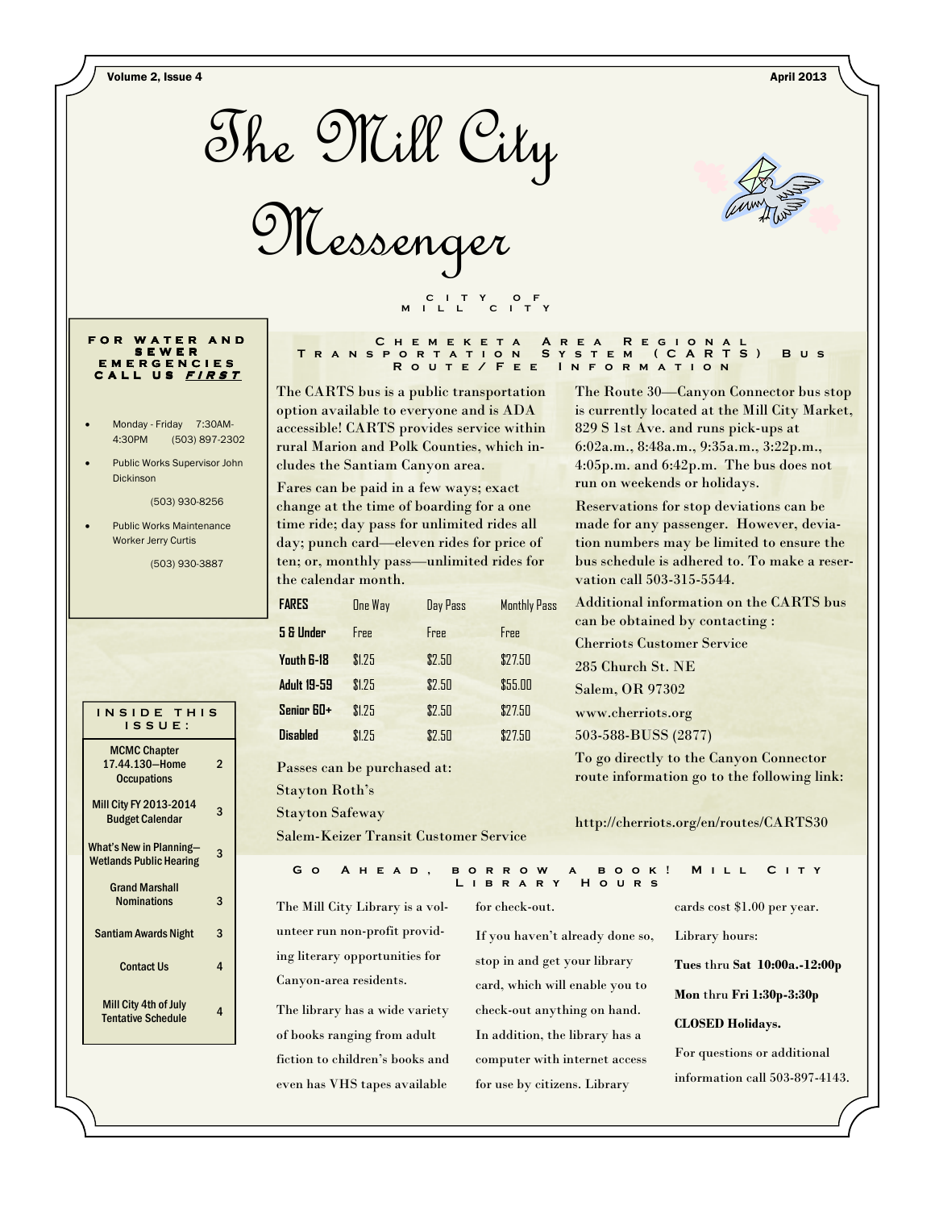# The Mill City Messenger

CITY OF MILL CITY

**FOR WATER AND SEWER EMERGENCIES CALL US *FIRST***

- Monday - Friday 7:30AM-4:30PM (503) 897-2302
- Public Works Supervisor John Dickinson (503) 930-8256
- Public Works Maintenance Worker Jerry Curtis (503) 930-3887

**INSIDE THIS ISSUE:**

| | |
|---|---|
| MCMC Chapter 17.44.130—Home Occupations | 2 |
| Mill City FY 2013-2014 Budget Calendar | 3 |
| What's New in Planning—Wetlands Public Hearing | 3 |
| Grand Marshall Nominations | 3 |
| Santiam Awards Night | 3 |
| Contact Us | 4 |
| Mill City 4th of July Tentative Schedule | 4 |

## Chemeketa Area Regional Transportation System (CARTS) Bus Route/Fee Information

The CARTS bus is a public transportation option available to everyone and is ADA accessible! CARTS provides service within rural Marion and Polk Counties, which includes the Santiam Canyon area.

Fares can be paid in a few ways; exact change at the time of boarding for a one time ride; day pass for unlimited rides all day; punch card—eleven rides for price of ten; or, monthly pass—unlimited rides for the calendar month.

| FARES | One Way | Day Pass | Monthly Pass |
|---|---|---|---|
| **5 & Under** | Free | Free | Free |
| **Youth 6-18** | $1.25 | $2.50 | $27.50 |
| **Adult 19-59** | $1.25 | $2.50 | $55.00 |
| **Senior 60+** | $1.25 | $2.50 | $27.50 |
| **Disabled** | $1.25 | $2.50 | $27.50 |

Passes can be purchased at:
Stayton Roth's
Stayton Safeway
Salem-Keizer Transit Customer Service

The Route 30—Canyon Connector bus stop is currently located at the Mill City Market, 829 S 1st Ave. and runs pick-ups at 6:02a.m., 8:48a.m., 9:35a.m., 3:22p.m., 4:05p.m. and 6:42p.m. The bus does not run on weekends or holidays.

Reservations for stop deviations can be made for any passenger. However, deviation numbers may be limited to ensure the bus schedule is adhered to. To make a reservation call 503-315-5544.

Additional information on the CARTS bus can be obtained by contacting :
Cherriots Customer Service
285 Church St. NE
Salem, OR 97302
www.cherriots.org
503-588-BUSS (2877)

To go directly to the Canyon Connector route information go to the following link:

http://cherriots.org/en/routes/CARTS30

## Go Ahead, borrow a book! Mill City Library Hours

The Mill City Library is a volunteer run non-profit providing literary opportunities for Canyon-area residents.

The library has a wide variety of books ranging from adult fiction to children's books and even has VHS tapes available for check-out.

If you haven't already done so, stop in and get your library card, which will enable you to check-out anything on hand. In addition, the library has a computer with internet access for use by citizens. Library cards cost $1.00 per year.

Library hours:

**Tues** thru **Sat 10:00a.-12:00p**

**Mon** thru **Fri 1:30p-3:30p**

**CLOSED Holidays.**

For questions or additional information call 503-897-4143.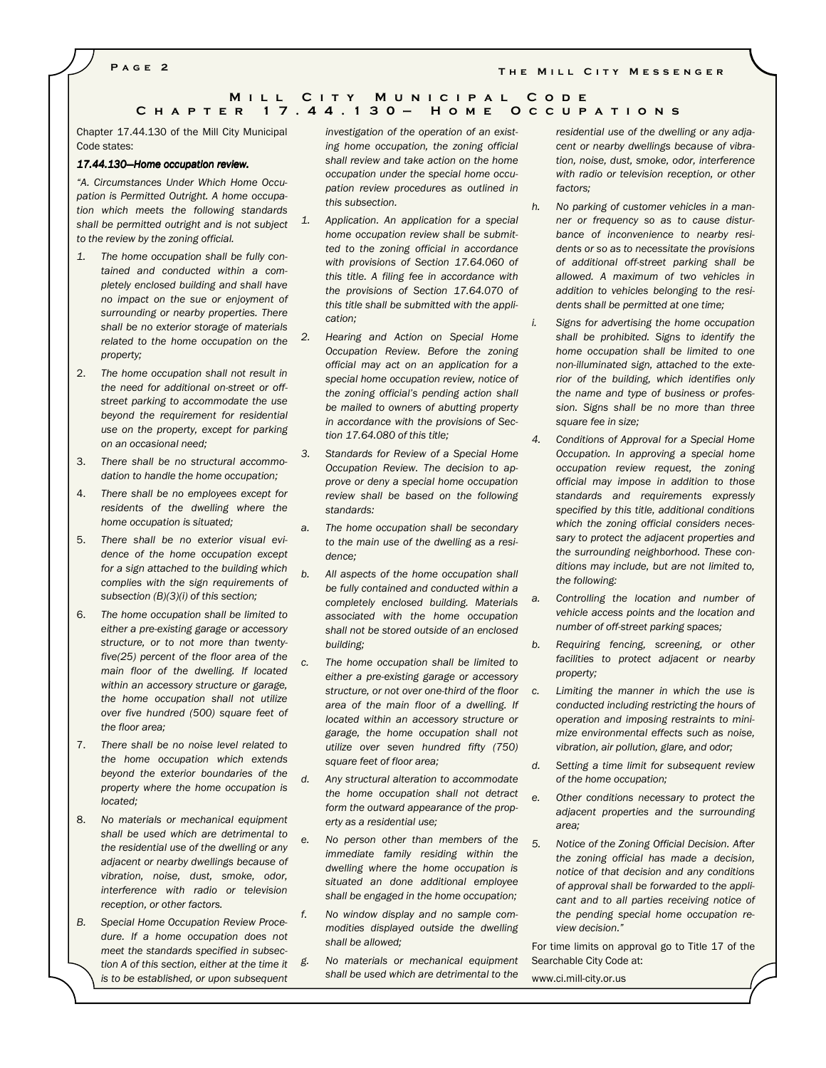# Mill City Municipal Code
## Chapter 17.44.130— Home Occupations

Chapter 17.44.130 of the Mill City Municipal Code states:

***17.44.130—Home occupation review.***

*"A. Circumstances Under Which Home Occupation is Permitted Outright. A home occupation which meets the following standards shall be permitted outright and is not subject to the review by the zoning official.*

1. *The home occupation shall be fully contained and conducted within a completely enclosed building and shall have no impact on the sue or enjoyment of surrounding or nearby properties. There shall be no exterior storage of materials related to the home occupation on the property;*
2. *The home occupation shall not result in the need for additional on-street or off-street parking to accommodate the use beyond the requirement for residential use on the property, except for parking on an occasional need;*
3. *There shall be no structural accommodation to handle the home occupation;*
4. *There shall be no employees except for residents of the dwelling where the home occupation is situated;*
5. *There shall be no exterior visual evidence of the home occupation except for a sign attached to the building which complies with the sign requirements of subsection (B)(3)(i) of this section;*
6. *The home occupation shall be limited to either a pre-existing garage or accessory structure, or to not more than twenty-five(25) percent of the floor area of the main floor of the dwelling. If located within an accessory structure or garage, the home occupation shall not utilize over five hundred (500) square feet of the floor area;*
7. *There shall be no noise level related to the home occupation which extends beyond the exterior boundaries of the property where the home occupation is located;*
8. *No materials or mechanical equipment shall be used which are detrimental to the residential use of the dwelling or any adjacent or nearby dwellings because of vibration, noise, dust, smoke, odor, interference with radio or television reception, or other factors.*

*B. Special Home Occupation Review Procedure. If a home occupation does not meet the standards specified in subsection A of this section, either at the time it is to be established, or upon subsequent investigation of the operation of an existing home occupation, the zoning official shall review and take action on the home occupation under the special home occupation review procedures as outlined in this subsection.*

1. *Application. An application for a special home occupation review shall be submitted to the zoning official in accordance with provisions of Section 17.64.060 of this title. A filing fee in accordance with the provisions of Section 17.64.070 of this title shall be submitted with the application;*
2. *Hearing and Action on Special Home Occupation Review. Before the zoning official may act on an application for a special home occupation review, notice of the zoning official's pending action shall be mailed to owners of abutting property in accordance with the provisions of Section 17.64.080 of this title;*
3. *Standards for Review of a Special Home Occupation Review. The decision to approve or deny a special home occupation review shall be based on the following standards:*
   - *a. The home occupation shall be secondary to the main use of the dwelling as a residence;*
   - *b. All aspects of the home occupation shall be fully contained and conducted within a completely enclosed building. Materials associated with the home occupation shall not be stored outside of an enclosed building;*
   - *c. The home occupation shall be limited to either a pre-existing garage or accessory structure, or not over one-third of the floor area of the main floor of a dwelling. If located within an accessory structure or garage, the home occupation shall not utilize over seven hundred fifty (750) square feet of floor area;*
   - *d. Any structural alteration to accommodate the home occupation shall not detract form the outward appearance of the property as a residential use;*
   - *e. No person other than members of the immediate family residing within the dwelling where the home occupation is situated an done additional employee shall be engaged in the home occupation;*
   - *f. No window display and no sample commodities displayed outside the dwelling shall be allowed;*
   - *g. No materials or mechanical equipment shall be used which are detrimental to the residential use of the dwelling or any adjacent or nearby dwellings because of vibration, noise, dust, smoke, odor, interference with radio or television reception, or other factors;*
   - *h. No parking of customer vehicles in a manner or frequency so as to cause disturbance of inconvenience to nearby residents or so as to necessitate the provisions of additional off-street parking shall be allowed. A maximum of two vehicles in addition to vehicles belonging to the residents shall be permitted at one time;*
   - *i. Signs for advertising the home occupation shall be prohibited. Signs to identify the home occupation shall be limited to one non-illuminated sign, attached to the exterior of the building, which identifies only the name and type of business or profession. Signs shall be no more than three square fee in size;*
4. *Conditions of Approval for a Special Home Occupation. In approving a special home occupation review request, the zoning official may impose in addition to those standards and requirements expressly specified by this title, additional conditions which the zoning official considers necessary to protect the adjacent properties and the surrounding neighborhood. These conditions may include, but are not limited to, the following:*
   - *a. Controlling the location and number of vehicle access points and the location and number of off-street parking spaces;*
   - *b. Requiring fencing, screening, or other facilities to protect adjacent or nearby property;*
   - *c. Limiting the manner in which the use is conducted including restricting the hours of operation and imposing restraints to minimize environmental effects such as noise, vibration, air pollution, glare, and odor;*
   - *d. Setting a time limit for subsequent review of the home occupation;*
   - *e. Other conditions necessary to protect the adjacent properties and the surrounding area;*
5. *Notice of the Zoning Official Decision. After the zoning official has made a decision, notice of that decision and any conditions of approval shall be forwarded to the applicant and to all parties receiving notice of the pending special home occupation review decision."*

For time limits on approval go to Title 17 of the Searchable City Code at:

www.ci.mill-city.or.us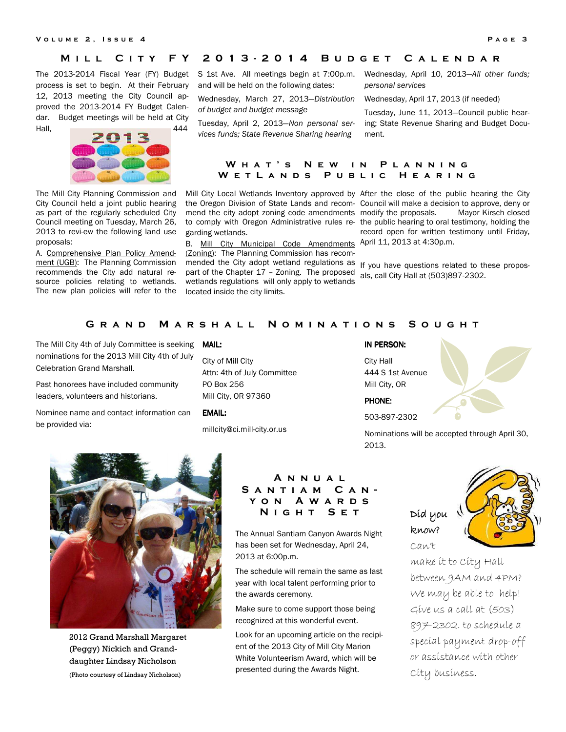## Mill City FY 2013-2014 Budget Calendar

The 2013-2014 Fiscal Year (FY) Budget process is set to begin. At their February 12, 2013 meeting the City Council approved the 2013-2014 FY Budget Calendar. Budget meetings will be held at City Hall, 444 S 1st Ave. All meetings begin at 7:00p.m. and will be held on the following dates:

Wednesday, March 27, 2013—*Distribution of budget and budget message*

Tuesday, April 2, 2013—*Non personal services funds; State Revenue Sharing hearing*

Wednesday, April 10, 2013—*All other funds; personal services*

Wednesday, April 17, 2013 (if needed)

Tuesday, June 11, 2013—Council public hearing; State Revenue Sharing and Budget Document.

## What's New in Planning Wetlands Public Hearing

The Mill City Planning Commission and City Council held a joint public hearing as part of the regularly scheduled City Council meeting on Tuesday, March 26, 2013 to revi-ew the following land use proposals:

A. Comprehensive Plan Policy Amendment (UGB): The Planning Commission recommends the City add natural resource policies relating to wetlands. The new plan policies will refer to the Mill City Local Wetlands Inventory approved by the Oregon Division of State Lands and recommend the city adopt zoning code amendments to comply with Oregon Administrative rules regarding wetlands.

B. Mill City Municipal Code Amendments (Zoning): The Planning Commission has recommended the City adopt wetland regulations as part of the Chapter 17 – Zoning. The proposed wetlands regulations will only apply to wetlands located inside the city limits.

After the close of the public hearing the City Council will make a decision to approve, deny or modify the proposals. Mayor Kirsch closed the public hearing to oral testimony, holding the record open for written testimony until Friday, April 11, 2013 at 4:30p.m.

If you have questions related to these proposals, call City Hall at (503)897-2302.

## Grand Marshall Nominations Sought

The Mill City 4th of July Committee is seeking nominations for the 2013 Mill City 4th of July Celebration Grand Marshall.

Past honorees have included community leaders, volunteers and historians.

Nominee name and contact information can be provided via:

**MAIL:**

City of Mill City
Attn: 4th of July Committee
PO Box 256
Mill City, OR 97360

**EMAIL:**

millcity@ci.mill-city.or.us

**IN PERSON:**

City Hall
444 S 1st Avenue
Mill City, OR

**PHONE:**

503-897-2302

Nominations will be accepted through April 30, 2013.

2012 Grand Marshall Margaret (Peggy) Nickich and Granddaughter Lindsay Nicholson
(Photo courtesy of Lindsay Nicholson)

## Annual Santiam Canyon Awards Night Set

The Annual Santiam Canyon Awards Night has been set for Wednesday, April 24, 2013 at 6:00p.m.

The schedule will remain the same as last year with local talent performing prior to the awards ceremony.

Make sure to come support those being recognized at this wonderful event.

Look for an upcoming article on the recipient of the 2013 City of Mill City Marion White Volunteerism Award, which will be presented during the Awards Night.

**Did you know?**

Can't make it to City Hall between 9AM and 4PM? We may be able to help! Give us a call at (503) 897-2302. to schedule a special payment drop-off or assistance with other City business.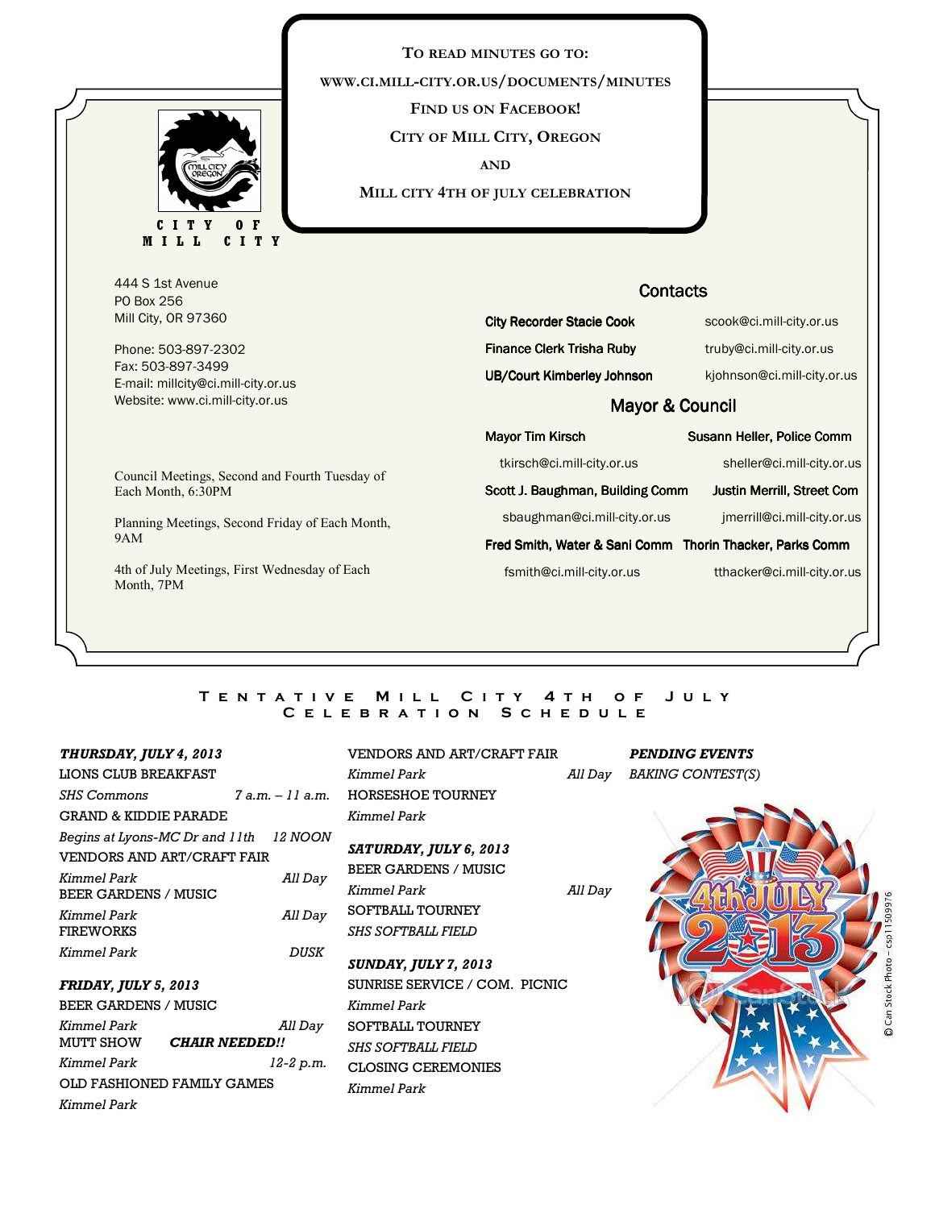TO READ MINUTES GO TO:

WWW.CI.MILL-CITY.OR.US/DOCUMENTS/MINUTES

FIND US ON FACEBOOK!

CITY OF MILL CITY, OREGON

AND

MILL CITY 4TH OF JULY CELEBRATION

CITY OF MILL CITY

444 S 1st Avenue
PO Box 256
Mill City, OR 97360

Phone: 503-897-2302
Fax: 503-897-3499
E-mail: millcity@ci.mill-city.or.us
Website: www.ci.mill-city.or.us

Council Meetings, Second and Fourth Tuesday of Each Month, 6:30PM

Planning Meetings, Second Friday of Each Month, 9AM

4th of July Meetings, First Wednesday of Each Month, 7PM

## Contacts

| | |
|---|---|
| City Recorder Stacie Cook | scook@ci.mill-city.or.us |
| Finance Clerk Trisha Ruby | truby@ci.mill-city.or.us |
| UB/Court Kimberley Johnson | kjohnson@ci.mill-city.or.us |

## Mayor & Council

| | |
|---|---|
| Mayor Tim Kirsch | Susann Heller, Police Comm |
| tkirsch@ci.mill-city.or.us | sheller@ci.mill-city.or.us |
| Scott J. Baughman, Building Comm | Justin Merrill, Street Com |
| sbaughman@ci.mill-city.or.us | jmerrill@ci.mill-city.or.us |
| Fred Smith, Water & Sani Comm | Thorin Thacker, Parks Comm |
| fsmith@ci.mill-city.or.us | tthacker@ci.mill-city.or.us |

## TENTATIVE MILL CITY 4TH OF JULY CELEBRATION SCHEDULE

***THURSDAY, JULY 4, 2013***

LIONS CLUB BREAKFAST
*SHS Commons* — *7 a.m. – 11 a.m.*

GRAND & KIDDIE PARADE
*Begins at Lyons-MC Dr and 11th* — *12 NOON*

VENDORS AND ART/CRAFT FAIR
*Kimmel Park* — *All Day*

BEER GARDENS / MUSIC
*Kimmel Park* — *All Day*

FIREWORKS
*Kimmel Park* — *DUSK*

***FRIDAY, JULY 5, 2013***

BEER GARDENS / MUSIC
*Kimmel Park* — *All Day*

MUTT SHOW ***CHAIR NEEDED!!***
*Kimmel Park* — *12-2 p.m.*

OLD FASHIONED FAMILY GAMES
*Kimmel Park*

VENDORS AND ART/CRAFT FAIR
*Kimmel Park* — *All Day*

HORSESHOE TOURNEY
*Kimmel Park*

***SATURDAY, JULY 6, 2013***

BEER GARDENS / MUSIC
*Kimmel Park* — *All Day*

SOFTBALL TOURNEY
*SHS SOFTBALL FIELD*

***SUNDAY, JULY 7, 2013***

SUNRISE SERVICE / COM. PICNIC
*Kimmel Park*

SOFTBALL TOURNEY
*SHS SOFTBALL FIELD*

CLOSING CEREMONIES
*Kimmel Park*

***PENDING EVENTS***

*BAKING CONTEST(S)*

© Can Stock Photo – csp11509976